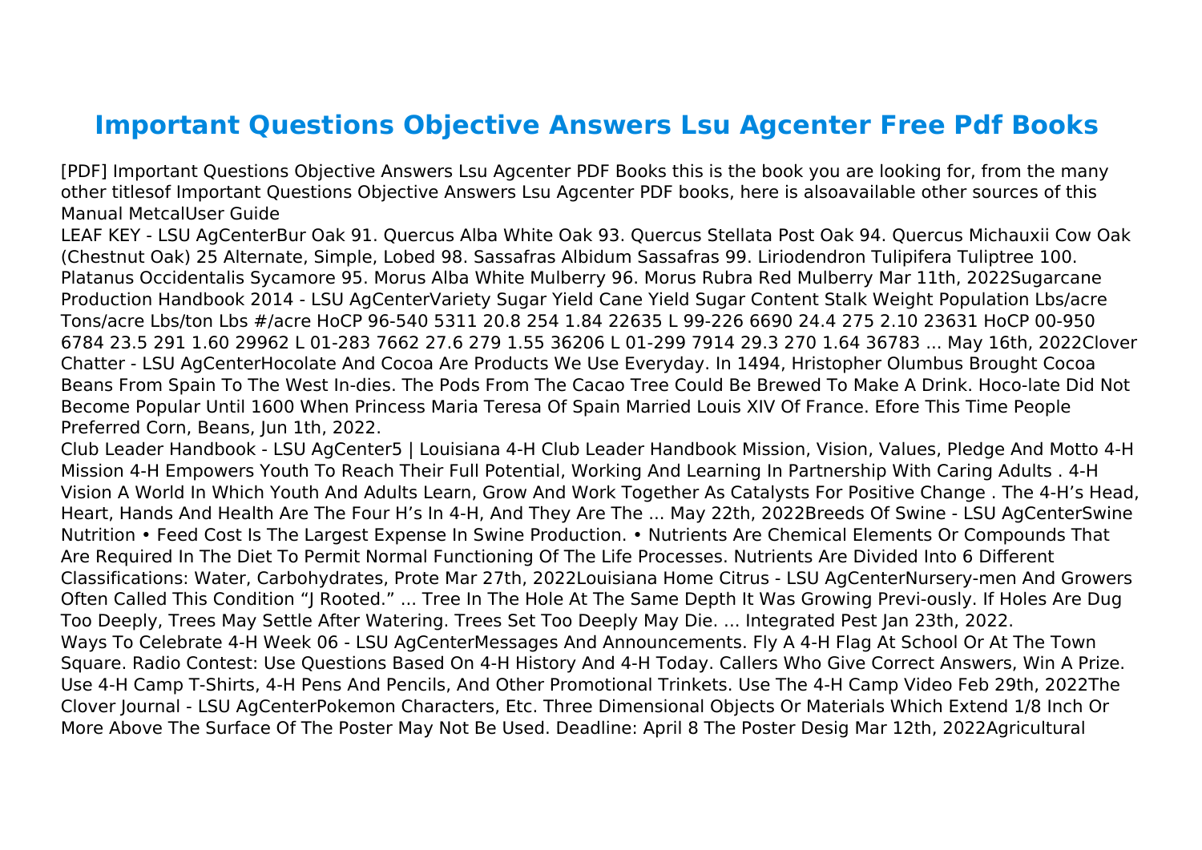# Important Questions Objective Answers Lsu Agcenter Free Pdf Books

[PDF] Important Questions Objective Answers Lsu Agcenter PDF Books this is the book you are looking for, from the many other titlesof Important Questions Objective Answers Lsu Agcenter PDF books, here is alsoavailable other sources of this Manual MetcalUser Guide

LEAF KEY - LSU AgCenterBur Oak 91. Quercus Alba White Oak 93. Quercus Stellata Post Oak 94. Quercus Michauxii Cow Oak (Chestnut Oak) 25 Alternate, Simple, Lobed 98. Sassafras Albidum Sassafras 99. Liriodendron Tulipifera Tuliptree 100. Platanus Occidentalis Sycamore 95. Morus Alba White Mulberry 96. Morus Rubra Red Mulberry Mar 11th, 2022Sugarcane Production Handbook 2014 - LSU AgCenterVariety Sugar Yield Cane Yield Sugar Content Stalk Weight Population Lbs/acre Tons/acre Lbs/ton Lbs #/acre HoCP 96-540 5311 20.8 254 1.84 22635 L 99-226 6690 24.4 275 2.10 23631 HoCP 00-950 6784 23.5 291 1.60 29962 L 01-283 7662 27.6 279 1.55 36206 L 01-299 7914 29.3 270 1.64 36783 ... May 16th, 2022Clover Chatter - LSU AgCenterHocolate And Cocoa Are Products We Use Everyday. In 1494, Hristopher Olumbus Brought Cocoa Beans From Spain To The West In-dies. The Pods From The Cacao Tree Could Be Brewed To Make A Drink. Hoco-late Did Not Become Popular Until 1600 When Princess Maria Teresa Of Spain Married Louis XIV Of France. Efore This Time People Preferred Corn, Beans, Jun 1th, 2022.

Club Leader Handbook - LSU AgCenter5 | Louisiana 4-H Club Leader Handbook Mission, Vision, Values, Pledge And Motto 4-H Mission 4-H Empowers Youth To Reach Their Full Potential, Working And Learning In Partnership With Caring Adults . 4-H Vision A World In Which Youth And Adults Learn, Grow And Work Together As Catalysts For Positive Change . The 4-H's Head, Heart, Hands And Health Are The Four H's In 4-H, And They Are The ... May 22th, 2022Breeds Of Swine - LSU AgCenterSwine Nutrition • Feed Cost Is The Largest Expense In Swine Production. • Nutrients Are Chemical Elements Or Compounds That Are Required In The Diet To Permit Normal Functioning Of The Life Processes. Nutrients Are Divided Into 6 Different Classifications: Water, Carbohydrates, Prote Mar 27th, 2022Louisiana Home Citrus - LSU AgCenterNursery-men And Growers Often Called This Condition "J Rooted." ... Tree In The Hole At The Same Depth It Was Growing Previ-ously. If Holes Are Dug Too Deeply, Trees May Settle After Watering. Trees Set Too Deeply May Die. ... Integrated Pest Jan 23th, 2022.

Ways To Celebrate 4-H Week 06 - LSU AgCenterMessages And Announcements. Fly A 4-H Flag At School Or At The Town Square. Radio Contest: Use Questions Based On 4-H History And 4-H Today. Callers Who Give Correct Answers, Win A Prize. Use 4-H Camp T-Shirts, 4-H Pens And Pencils, And Other Promotional Trinkets. Use The 4-H Camp Video Feb 29th, 2022The Clover Journal - LSU AgCenterPokemon Characters, Etc. Three Dimensional Objects Or Materials Which Extend 1/8 Inch Or More Above The Surface Of The Poster May Not Be Used. Deadline: April 8 The Poster Desig Mar 12th, 2022Agricultural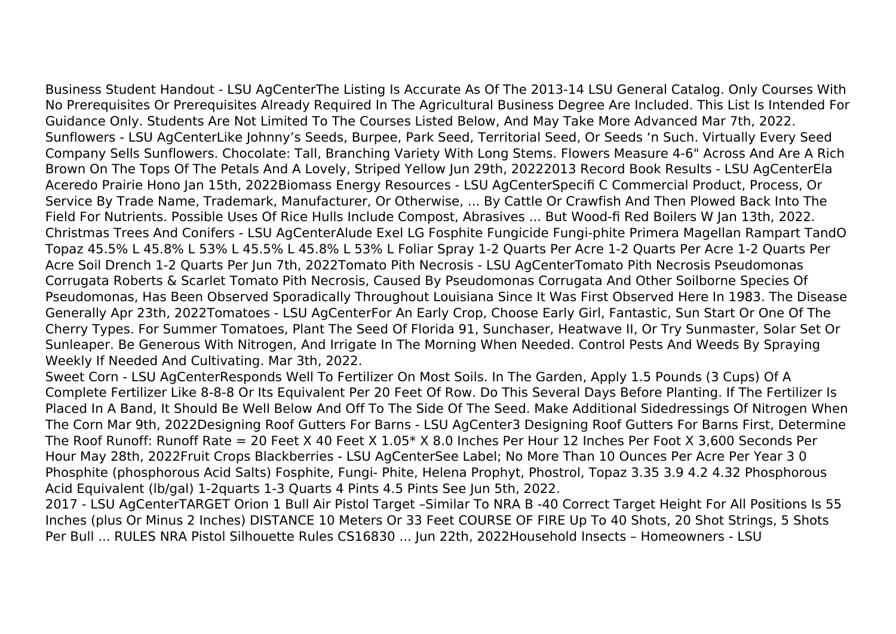Business Student Handout - LSU AgCenterThe Listing Is Accurate As Of The 2013-14 LSU General Catalog. Only Courses With No Prerequisites Or Prerequisites Already Required In The Agricultural Business Degree Are Included. This List Is Intended For Guidance Only. Students Are Not Limited To The Courses Listed Below, And May Take More Advanced Mar 7th, 2022.
Sunflowers - LSU AgCenterLike Johnny's Seeds, Burpee, Park Seed, Territorial Seed, Or Seeds 'n Such. Virtually Every Seed Company Sells Sunflowers. Chocolate: Tall, Branching Variety With Long Stems. Flowers Measure 4-6" Across And Are A Rich Brown On The Tops Of The Petals And A Lovely, Striped Yellow Jun 29th, 20222013 Record Book Results - LSU AgCenterEla Aceredo Prairie Hono Jan 15th, 2022Biomass Energy Resources - LSU AgCenterSpecifi C Commercial Product, Process, Or Service By Trade Name, Trademark, Manufacturer, Or Otherwise, ... By Cattle Or Crawfish And Then Plowed Back Into The Field For Nutrients. Possible Uses Of Rice Hulls Include Compost, Abrasives ... But Wood-fi Red Boilers W Jan 13th, 2022.
Christmas Trees And Conifers - LSU AgCenterAlude Exel LG Fosphite Fungicide Fungi-phite Primera Magellan Rampart TandO Topaz 45.5% L 45.8% L 53% L 45.5% L 45.8% L 53% L Foliar Spray 1-2 Quarts Per Acre 1-2 Quarts Per Acre 1-2 Quarts Per Acre Soil Drench 1-2 Quarts Per Jun 7th, 2022Tomato Pith Necrosis - LSU AgCenterTomato Pith Necrosis Pseudomonas Corrugata Roberts & Scarlet Tomato Pith Necrosis, Caused By Pseudomonas Corrugata And Other Soilborne Species Of Pseudomonas, Has Been Observed Sporadically Throughout Louisiana Since It Was First Observed Here In 1983. The Disease Generally Apr 23th, 2022Tomatoes - LSU AgCenterFor An Early Crop, Choose Early Girl, Fantastic, Sun Start Or One Of The Cherry Types. For Summer Tomatoes, Plant The Seed Of Florida 91, Sunchaser, Heatwave II, Or Try Sunmaster, Solar Set Or Sunleaper. Be Generous With Nitrogen, And Irrigate In The Morning When Needed. Control Pests And Weeds By Spraying Weekly If Needed And Cultivating. Mar 3th, 2022.
Sweet Corn - LSU AgCenterResponds Well To Fertilizer On Most Soils. In The Garden, Apply 1.5 Pounds (3 Cups) Of A Complete Fertilizer Like 8-8-8 Or Its Equivalent Per 20 Feet Of Row. Do This Several Days Before Planting. If The Fertilizer Is Placed In A Band, It Should Be Well Below And Off To The Side Of The Seed. Make Additional Sidedressings Of Nitrogen When The Corn Mar 9th, 2022Designing Roof Gutters For Barns - LSU AgCenter3 Designing Roof Gutters For Barns First, Determine The Roof Runoff: Runoff Rate = 20 Feet X 40 Feet X 1.05* X 8.0 Inches Per Hour 12 Inches Per Foot X 3,600 Seconds Per Hour May 28th, 2022Fruit Crops Blackberries - LSU AgCenterSee Label; No More Than 10 Ounces Per Acre Per Year 3 0 Phosphite (phosphorous Acid Salts) Fosphite, Fungi- Phite, Helena Prophyt, Phostrol, Topaz 3.35 3.9 4.2 4.32 Phosphorous Acid Equivalent (lb/gal) 1-2quarts 1-3 Quarts 4 Pints 4.5 Pints See Jun 5th, 2022.
2017 - LSU AgCenterTARGET Orion 1 Bull Air Pistol Target –Similar To NRA B -40 Correct Target Height For All Positions Is 55 Inches (plus Or Minus 2 Inches) DISTANCE 10 Meters Or 33 Feet COURSE OF FIRE Up To 40 Shots, 20 Shot Strings, 5 Shots Per Bull ... RULES NRA Pistol Silhouette Rules CS16830 ... Jun 22th, 2022Household Insects – Homeowners - LSU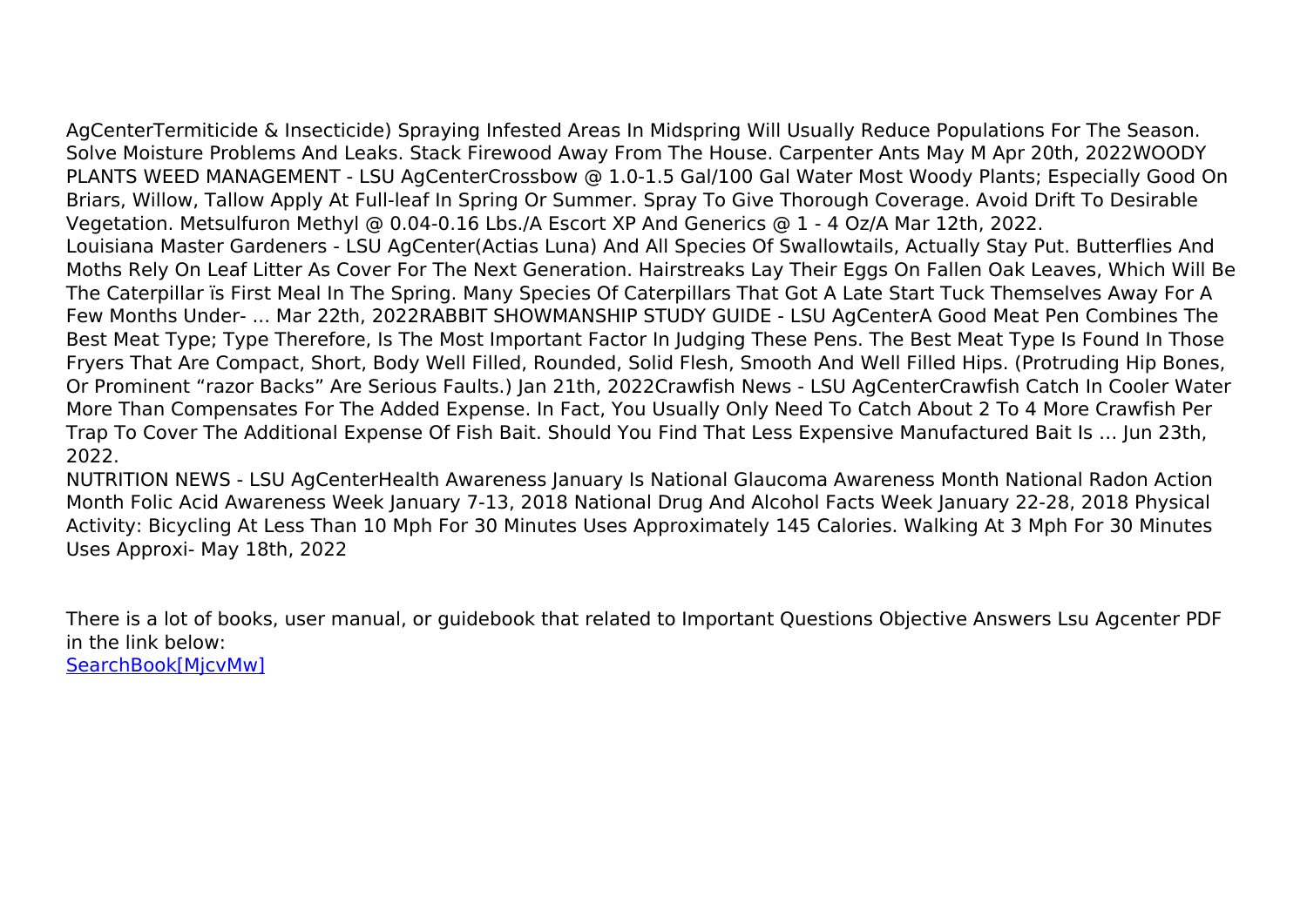AgCenterTermiticide & Insecticide) Spraying Infested Areas In Midspring Will Usually Reduce Populations For The Season. Solve Moisture Problems And Leaks. Stack Firewood Away From The House. Carpenter Ants May M Apr 20th, 2022WOODY PLANTS WEED MANAGEMENT - LSU AgCenterCrossbow @ 1.0-1.5 Gal/100 Gal Water Most Woody Plants; Especially Good On Briars, Willow, Tallow Apply At Full-leaf In Spring Or Summer. Spray To Give Thorough Coverage. Avoid Drift To Desirable Vegetation. Metsulfuron Methyl @ 0.04-0.16 Lbs./A Escort XP And Generics @ 1 - 4 Oz/A Mar 12th, 2022.

Louisiana Master Gardeners - LSU AgCenter(Actias Luna) And All Species Of Swallowtails, Actually Stay Put. Butterflies And Moths Rely On Leaf Litter As Cover For The Next Generation. Hairstreaks Lay Their Eggs On Fallen Oak Leaves, Which Will Be The Caterpillar ïs First Meal In The Spring. Many Species Of Caterpillars That Got A Late Start Tuck Themselves Away For A Few Months Under- ... Mar 22th, 2022RABBIT SHOWMANSHIP STUDY GUIDE - LSU AgCenterA Good Meat Pen Combines The Best Meat Type; Type Therefore, Is The Most Important Factor In Judging These Pens. The Best Meat Type Is Found In Those Fryers That Are Compact, Short, Body Well Filled, Rounded, Solid Flesh, Smooth And Well Filled Hips. (Protruding Hip Bones, Or Prominent "razor Backs" Are Serious Faults.) Jan 21th, 2022Crawfish News - LSU AgCenterCrawfish Catch In Cooler Water More Than Compensates For The Added Expense. In Fact, You Usually Only Need To Catch About 2 To 4 More Crawfish Per Trap To Cover The Additional Expense Of Fish Bait. Should You Find That Less Expensive Manufactured Bait Is … Jun 23th, 2022.

NUTRITION NEWS - LSU AgCenterHealth Awareness January Is National Glaucoma Awareness Month National Radon Action Month Folic Acid Awareness Week January 7-13, 2018 National Drug And Alcohol Facts Week January 22-28, 2018 Physical Activity: Bicycling At Less Than 10 Mph For 30 Minutes Uses Approximately 145 Calories. Walking At 3 Mph For 30 Minutes Uses Approxi- May 18th, 2022

There is a lot of books, user manual, or guidebook that related to Important Questions Objective Answers Lsu Agcenter PDF in the link below:
SearchBook[MjcvMw]